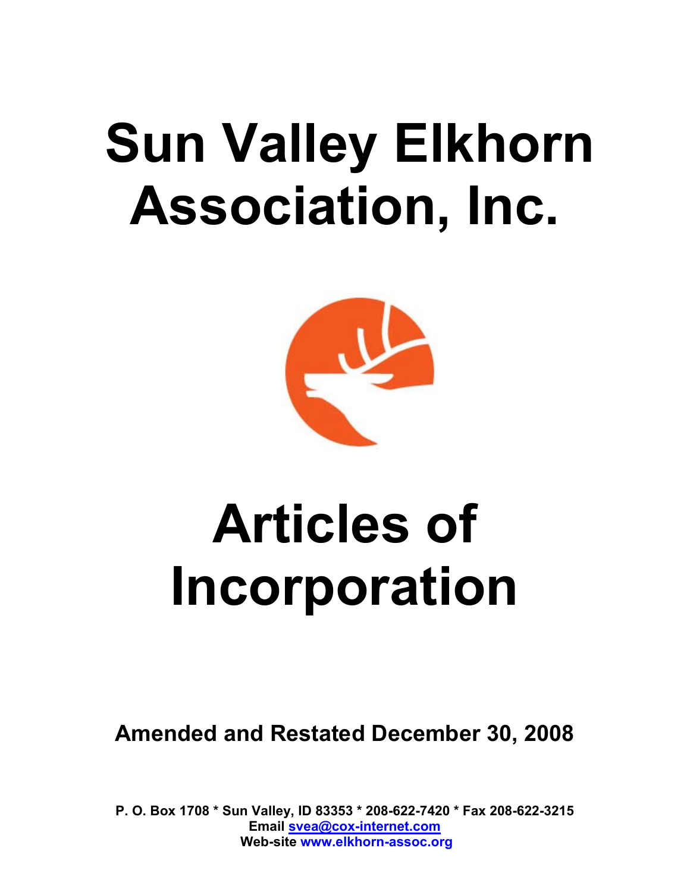# Sun Valley Elkhorn Association, Inc.

# Articles of Incorporation

**Amended and Restated December 30, 2008**

**P. O. Box 1708 * Sun Valley, ID 83353 * 208-622-7420 * Fax 208-622-3215**
**Email svea@cox-internet.com**
**Web-site www.elkhorn-assoc.org**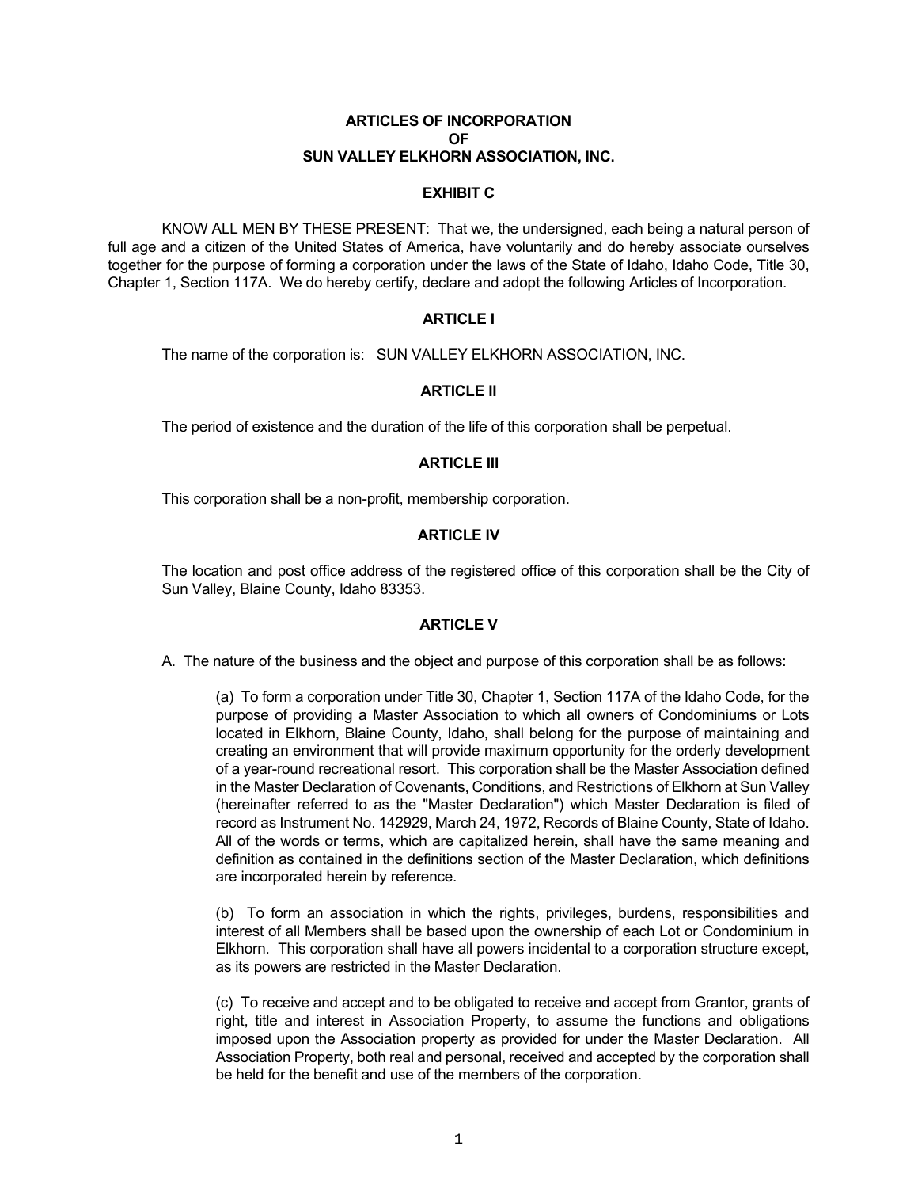# ARTICLES OF INCORPORATION
# OF
# SUN VALLEY ELKHORN ASSOCIATION, INC.

## EXHIBIT C

KNOW ALL MEN BY THESE PRESENT: That we, the undersigned, each being a natural person of full age and a citizen of the United States of America, have voluntarily and do hereby associate ourselves together for the purpose of forming a corporation under the laws of the State of Idaho, Idaho Code, Title 30, Chapter 1, Section 117A. We do hereby certify, declare and adopt the following Articles of Incorporation.

## ARTICLE I

The name of the corporation is: SUN VALLEY ELKHORN ASSOCIATION, INC.

## ARTICLE II

The period of existence and the duration of the life of this corporation shall be perpetual.

## ARTICLE III

This corporation shall be a non-profit, membership corporation.

## ARTICLE IV

The location and post office address of the registered office of this corporation shall be the City of Sun Valley, Blaine County, Idaho 83353.

## ARTICLE V

A. The nature of the business and the object and purpose of this corporation shall be as follows:

(a) To form a corporation under Title 30, Chapter 1, Section 117A of the Idaho Code, for the purpose of providing a Master Association to which all owners of Condominiums or Lots located in Elkhorn, Blaine County, Idaho, shall belong for the purpose of maintaining and creating an environment that will provide maximum opportunity for the orderly development of a year-round recreational resort. This corporation shall be the Master Association defined in the Master Declaration of Covenants, Conditions, and Restrictions of Elkhorn at Sun Valley (hereinafter referred to as the "Master Declaration") which Master Declaration is filed of record as Instrument No. 142929, March 24, 1972, Records of Blaine County, State of Idaho. All of the words or terms, which are capitalized herein, shall have the same meaning and definition as contained in the definitions section of the Master Declaration, which definitions are incorporated herein by reference.

(b) To form an association in which the rights, privileges, burdens, responsibilities and interest of all Members shall be based upon the ownership of each Lot or Condominium in Elkhorn. This corporation shall have all powers incidental to a corporation structure except, as its powers are restricted in the Master Declaration.

(c) To receive and accept and to be obligated to receive and accept from Grantor, grants of right, title and interest in Association Property, to assume the functions and obligations imposed upon the Association property as provided for under the Master Declaration. All Association Property, both real and personal, received and accepted by the corporation shall be held for the benefit and use of the members of the corporation.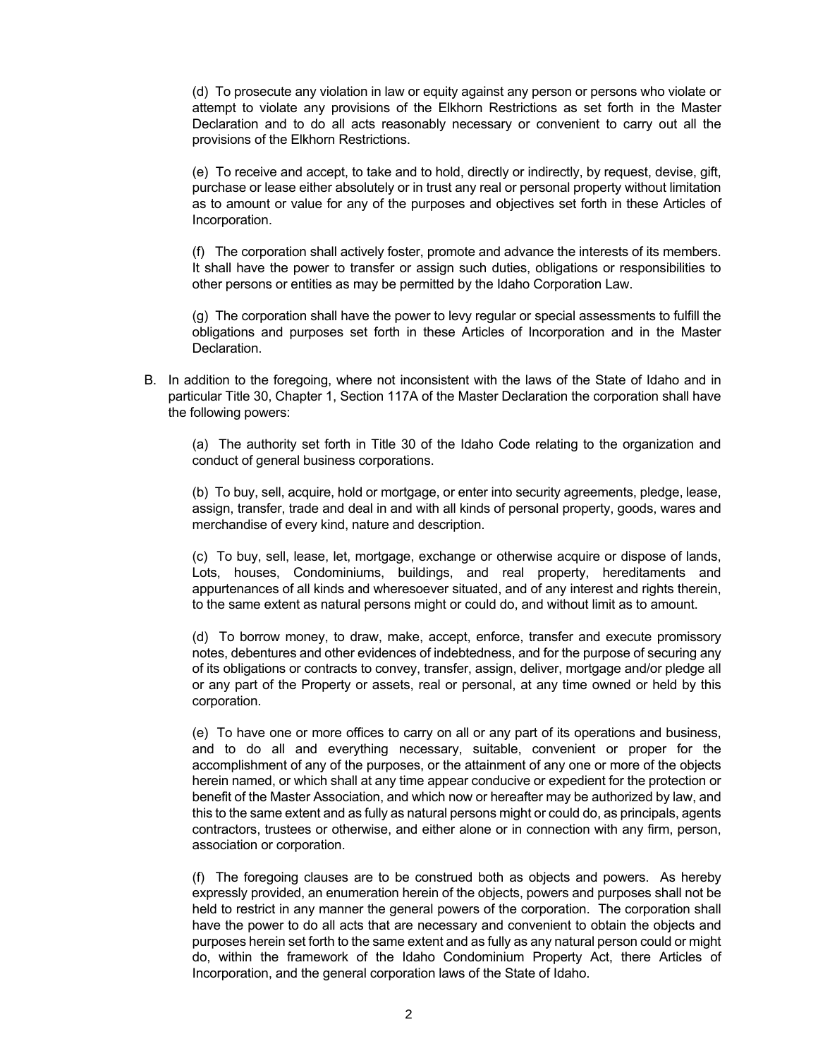(d) To prosecute any violation in law or equity against any person or persons who violate or attempt to violate any provisions of the Elkhorn Restrictions as set forth in the Master Declaration and to do all acts reasonably necessary or convenient to carry out all the provisions of the Elkhorn Restrictions.

(e) To receive and accept, to take and to hold, directly or indirectly, by request, devise, gift, purchase or lease either absolutely or in trust any real or personal property without limitation as to amount or value for any of the purposes and objectives set forth in these Articles of Incorporation.

(f) The corporation shall actively foster, promote and advance the interests of its members. It shall have the power to transfer or assign such duties, obligations or responsibilities to other persons or entities as may be permitted by the Idaho Corporation Law.

(g) The corporation shall have the power to levy regular or special assessments to fulfill the obligations and purposes set forth in these Articles of Incorporation and in the Master Declaration.

B. In addition to the foregoing, where not inconsistent with the laws of the State of Idaho and in particular Title 30, Chapter 1, Section 117A of the Master Declaration the corporation shall have the following powers:

(a) The authority set forth in Title 30 of the Idaho Code relating to the organization and conduct of general business corporations.

(b) To buy, sell, acquire, hold or mortgage, or enter into security agreements, pledge, lease, assign, transfer, trade and deal in and with all kinds of personal property, goods, wares and merchandise of every kind, nature and description.

(c) To buy, sell, lease, let, mortgage, exchange or otherwise acquire or dispose of lands, Lots, houses, Condominiums, buildings, and real property, hereditaments and appurtenances of all kinds and wheresoever situated, and of any interest and rights therein, to the same extent as natural persons might or could do, and without limit as to amount.

(d) To borrow money, to draw, make, accept, enforce, transfer and execute promissory notes, debentures and other evidences of indebtedness, and for the purpose of securing any of its obligations or contracts to convey, transfer, assign, deliver, mortgage and/or pledge all or any part of the Property or assets, real or personal, at any time owned or held by this corporation.

(e) To have one or more offices to carry on all or any part of its operations and business, and to do all and everything necessary, suitable, convenient or proper for the accomplishment of any of the purposes, or the attainment of any one or more of the objects herein named, or which shall at any time appear conducive or expedient for the protection or benefit of the Master Association, and which now or hereafter may be authorized by law, and this to the same extent and as fully as natural persons might or could do, as principals, agents contractors, trustees or otherwise, and either alone or in connection with any firm, person, association or corporation.

(f) The foregoing clauses are to be construed both as objects and powers. As hereby expressly provided, an enumeration herein of the objects, powers and purposes shall not be held to restrict in any manner the general powers of the corporation. The corporation shall have the power to do all acts that are necessary and convenient to obtain the objects and purposes herein set forth to the same extent and as fully as any natural person could or might do, within the framework of the Idaho Condominium Property Act, there Articles of Incorporation, and the general corporation laws of the State of Idaho.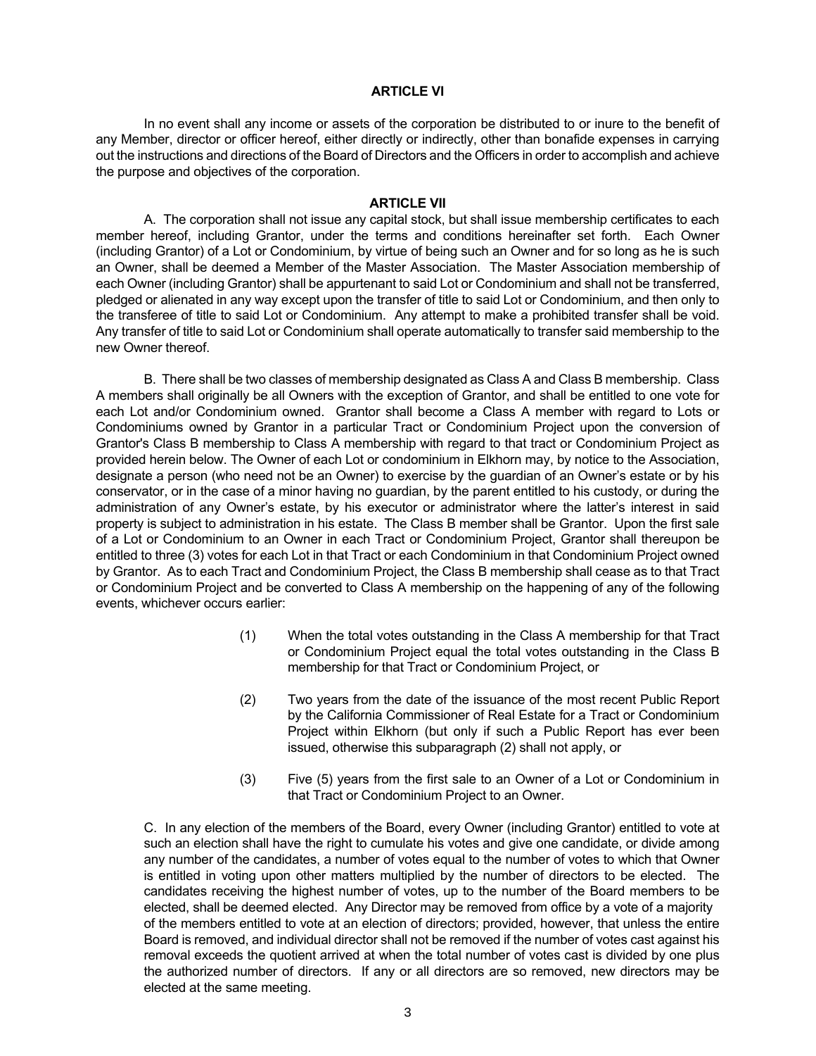## ARTICLE VI

In no event shall any income or assets of the corporation be distributed to or inure to the benefit of any Member, director or officer hereof, either directly or indirectly, other than bonafide expenses in carrying out the instructions and directions of the Board of Directors and the Officers in order to accomplish and achieve the purpose and objectives of the corporation.

## ARTICLE VII

A. The corporation shall not issue any capital stock, but shall issue membership certificates to each member hereof, including Grantor, under the terms and conditions hereinafter set forth. Each Owner (including Grantor) of a Lot or Condominium, by virtue of being such an Owner and for so long as he is such an Owner, shall be deemed a Member of the Master Association. The Master Association membership of each Owner (including Grantor) shall be appurtenant to said Lot or Condominium and shall not be transferred, pledged or alienated in any way except upon the transfer of title to said Lot or Condominium, and then only to the transferee of title to said Lot or Condominium. Any attempt to make a prohibited transfer shall be void. Any transfer of title to said Lot or Condominium shall operate automatically to transfer said membership to the new Owner thereof.

B. There shall be two classes of membership designated as Class A and Class B membership. Class A members shall originally be all Owners with the exception of Grantor, and shall be entitled to one vote for each Lot and/or Condominium owned. Grantor shall become a Class A member with regard to Lots or Condominiums owned by Grantor in a particular Tract or Condominium Project upon the conversion of Grantor's Class B membership to Class A membership with regard to that tract or Condominium Project as provided herein below. The Owner of each Lot or condominium in Elkhorn may, by notice to the Association, designate a person (who need not be an Owner) to exercise by the guardian of an Owner's estate or by his conservator, or in the case of a minor having no guardian, by the parent entitled to his custody, or during the administration of any Owner's estate, by his executor or administrator where the latter's interest in said property is subject to administration in his estate. The Class B member shall be Grantor. Upon the first sale of a Lot or Condominium to an Owner in each Tract or Condominium Project, Grantor shall thereupon be entitled to three (3) votes for each Lot in that Tract or each Condominium in that Condominium Project owned by Grantor. As to each Tract and Condominium Project, the Class B membership shall cease as to that Tract or Condominium Project and be converted to Class A membership on the happening of any of the following events, whichever occurs earlier:

(1) When the total votes outstanding in the Class A membership for that Tract or Condominium Project equal the total votes outstanding in the Class B membership for that Tract or Condominium Project, or

(2) Two years from the date of the issuance of the most recent Public Report by the California Commissioner of Real Estate for a Tract or Condominium Project within Elkhorn (but only if such a Public Report has ever been issued, otherwise this subparagraph (2) shall not apply, or

(3) Five (5) years from the first sale to an Owner of a Lot or Condominium in that Tract or Condominium Project to an Owner.

C. In any election of the members of the Board, every Owner (including Grantor) entitled to vote at such an election shall have the right to cumulate his votes and give one candidate, or divide among any number of the candidates, a number of votes equal to the number of votes to which that Owner is entitled in voting upon other matters multiplied by the number of directors to be elected. The candidates receiving the highest number of votes, up to the number of the Board members to be elected, shall be deemed elected. Any Director may be removed from office by a vote of a majority of the members entitled to vote at an election of directors; provided, however, that unless the entire Board is removed, and individual director shall not be removed if the number of votes cast against his removal exceeds the quotient arrived at when the total number of votes cast is divided by one plus the authorized number of directors. If any or all directors are so removed, new directors may be elected at the same meeting.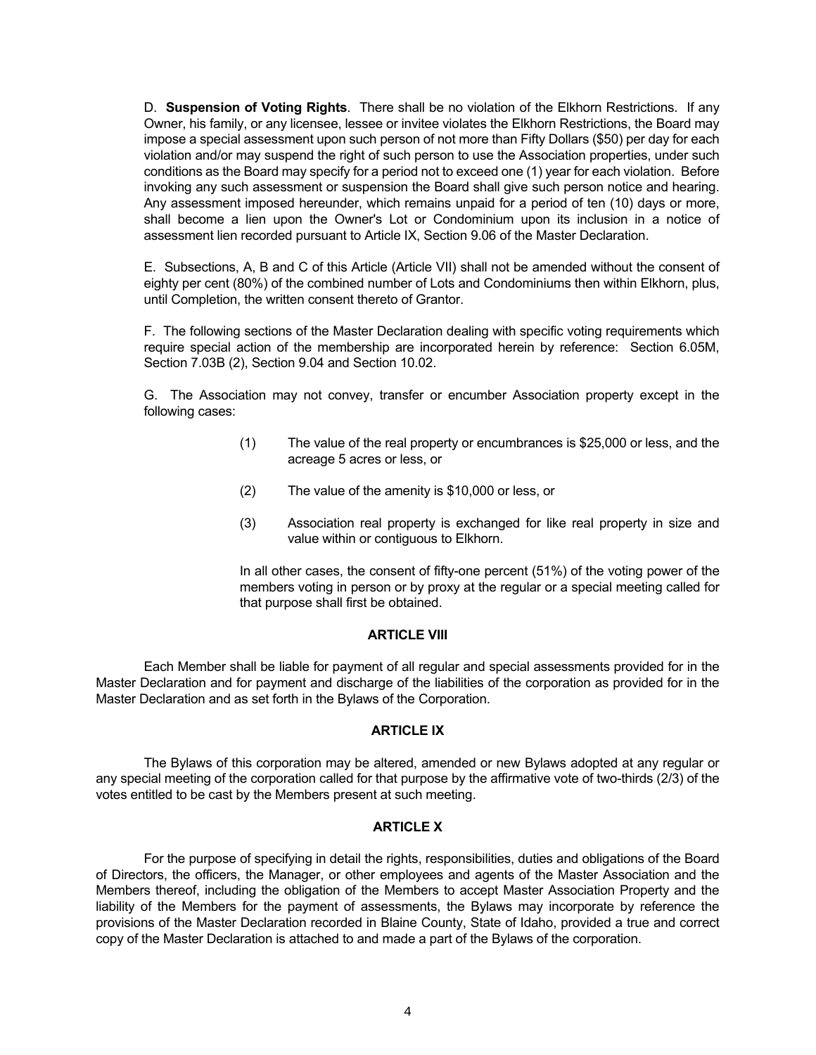D. **Suspension of Voting Rights**. There shall be no violation of the Elkhorn Restrictions. If any Owner, his family, or any licensee, lessee or invitee violates the Elkhorn Restrictions, the Board may impose a special assessment upon such person of not more than Fifty Dollars ($50) per day for each violation and/or may suspend the right of such person to use the Association properties, under such conditions as the Board may specify for a period not to exceed one (1) year for each violation. Before invoking any such assessment or suspension the Board shall give such person notice and hearing. Any assessment imposed hereunder, which remains unpaid for a period of ten (10) days or more, shall become a lien upon the Owner's Lot or Condominium upon its inclusion in a notice of assessment lien recorded pursuant to Article IX, Section 9.06 of the Master Declaration.

E. Subsections, A, B and C of this Article (Article VII) shall not be amended without the consent of eighty per cent (80%) of the combined number of Lots and Condominiums then within Elkhorn, plus, until Completion, the written consent thereto of Grantor.

F. The following sections of the Master Declaration dealing with specific voting requirements which require special action of the membership are incorporated herein by reference: Section 6.05M, Section 7.03B (2), Section 9.04 and Section 10.02.

G. The Association may not convey, transfer or encumber Association property except in the following cases:

(1) The value of the real property or encumbrances is $25,000 or less, and the acreage 5 acres or less, or

(2) The value of the amenity is $10,000 or less, or

(3) Association real property is exchanged for like real property in size and value within or contiguous to Elkhorn.

In all other cases, the consent of fifty-one percent (51%) of the voting power of the members voting in person or by proxy at the regular or a special meeting called for that purpose shall first be obtained.

## ARTICLE VIII

Each Member shall be liable for payment of all regular and special assessments provided for in the Master Declaration and for payment and discharge of the liabilities of the corporation as provided for in the Master Declaration and as set forth in the Bylaws of the Corporation.

## ARTICLE IX

The Bylaws of this corporation may be altered, amended or new Bylaws adopted at any regular or any special meeting of the corporation called for that purpose by the affirmative vote of two-thirds (2/3) of the votes entitled to be cast by the Members present at such meeting.

## ARTICLE X

For the purpose of specifying in detail the rights, responsibilities, duties and obligations of the Board of Directors, the officers, the Manager, or other employees and agents of the Master Association and the Members thereof, including the obligation of the Members to accept Master Association Property and the liability of the Members for the payment of assessments, the Bylaws may incorporate by reference the provisions of the Master Declaration recorded in Blaine County, State of Idaho, provided a true and correct copy of the Master Declaration is attached to and made a part of the Bylaws of the corporation.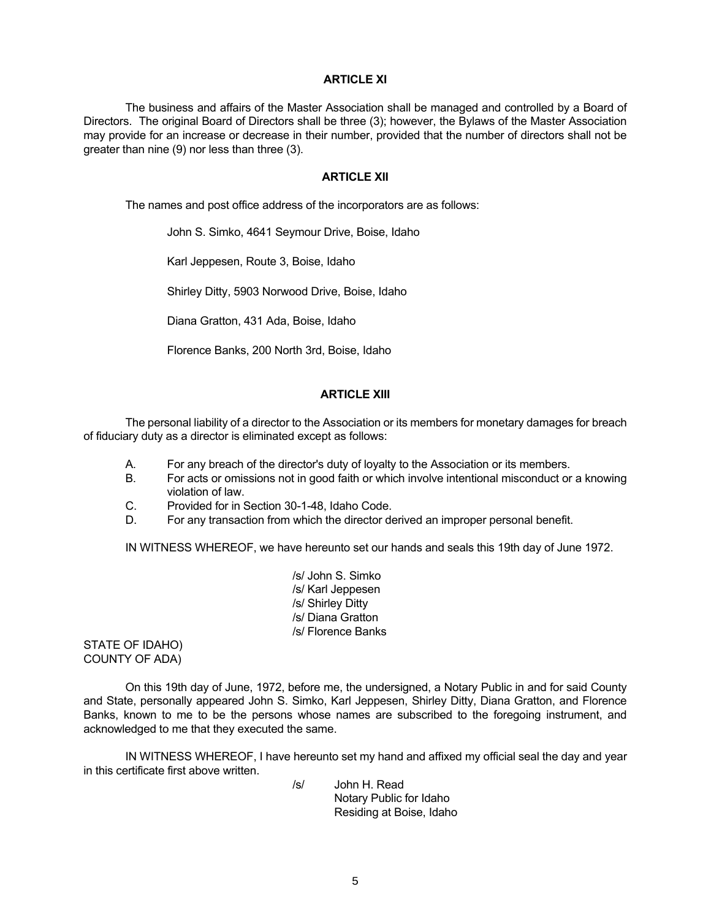### ARTICLE XI

The business and affairs of the Master Association shall be managed and controlled by a Board of Directors. The original Board of Directors shall be three (3); however, the Bylaws of the Master Association may provide for an increase or decrease in their number, provided that the number of directors shall not be greater than nine (9) nor less than three (3).

### ARTICLE XII

The names and post office address of the incorporators are as follows:

John S. Simko, 4641 Seymour Drive, Boise, Idaho

Karl Jeppesen, Route 3, Boise, Idaho

Shirley Ditty, 5903 Norwood Drive, Boise, Idaho

Diana Gratton, 431 Ada, Boise, Idaho

Florence Banks, 200 North 3rd, Boise, Idaho

### ARTICLE XIII

The personal liability of a director to the Association or its members for monetary damages for breach of fiduciary duty as a director is eliminated except as follows:

A. For any breach of the director's duty of loyalty to the Association or its members.
B. For acts or omissions not in good faith or which involve intentional misconduct or a knowing violation of law.
C. Provided for in Section 30-1-48, Idaho Code.
D. For any transaction from which the director derived an improper personal benefit.

IN WITNESS WHEREOF, we have hereunto set our hands and seals this 19th day of June 1972.

/s/ John S. Simko
/s/ Karl Jeppesen
/s/ Shirley Ditty
/s/ Diana Gratton
/s/ Florence Banks

STATE OF IDAHO)
COUNTY OF ADA)

On this 19th day of June, 1972, before me, the undersigned, a Notary Public in and for said County and State, personally appeared John S. Simko, Karl Jeppesen, Shirley Ditty, Diana Gratton, and Florence Banks, known to me to be the persons whose names are subscribed to the foregoing instrument, and acknowledged to me that they executed the same.

IN WITNESS WHEREOF, I have hereunto set my hand and affixed my official seal the day and year in this certificate first above written.

/s/ John H. Read
Notary Public for Idaho
Residing at Boise, Idaho